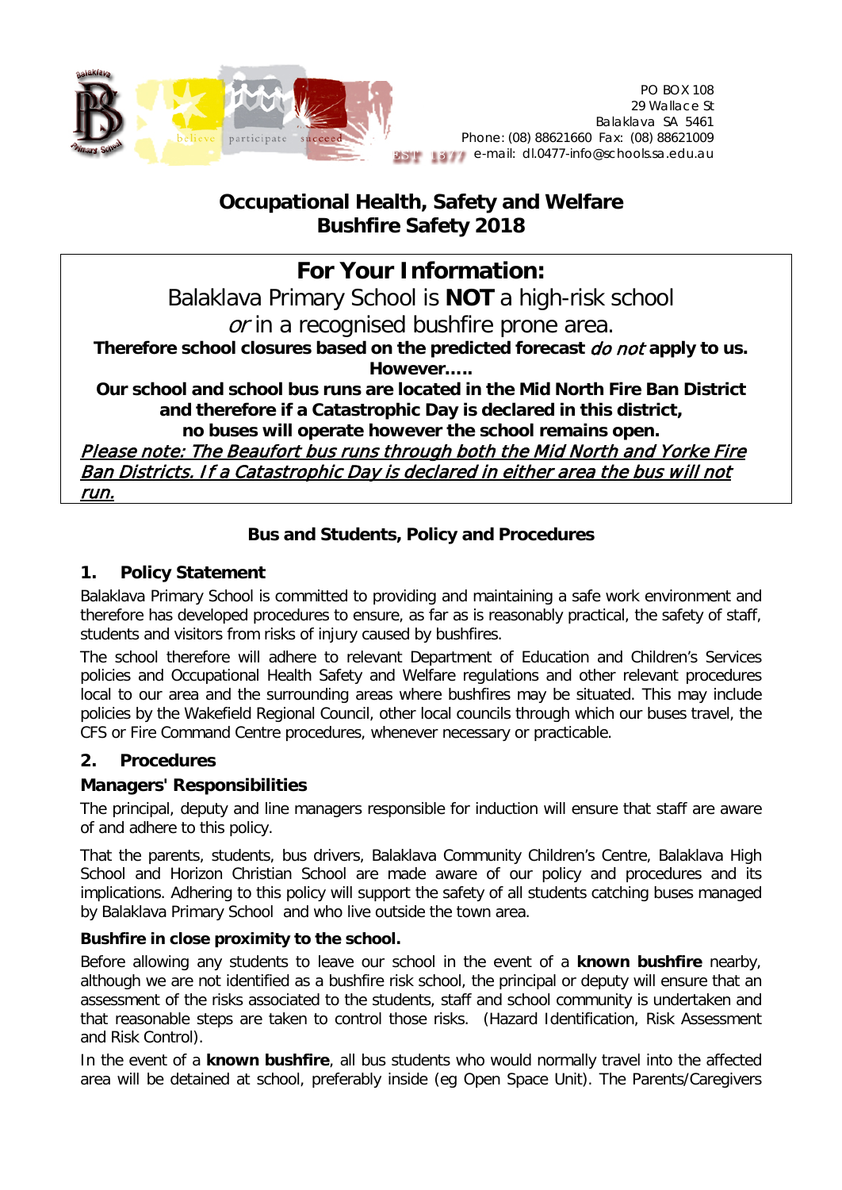PO BOX 108
29 Wallace St
Balaklava SA 5461
Phone: (08) 88621660 Fax: (08) 88621009
e-mail: dl.0477-info@schools.sa.edu.au

# Occupational Health, Safety and Welfare
# Bushfire Safety 2018

## For Your Information:

Balaklava Primary School is **NOT** a high-risk school *or* in a recognised bushfire prone area.

**Therefore school closures based on the predicted forecast *do not* apply to us.**

**However…..**

**Our school and school bus runs are located in the Mid North Fire Ban District and therefore if a Catastrophic Day is declared in this district, no buses will operate however the school remains open.**

***Please note: The Beaufort bus runs through both the Mid North and Yorke Fire Ban Districts. If a Catastrophic Day is declared in either area the bus will not run.***

### Bus and Students, Policy and Procedures

### 1. Policy Statement

Balaklava Primary School is committed to providing and maintaining a safe work environment and therefore has developed procedures to ensure, as far as is reasonably practical, the safety of staff, students and visitors from risks of injury caused by bushfires.

The school therefore will adhere to relevant Department of Education and Children's Services policies and Occupational Health Safety and Welfare regulations and other relevant procedures local to our area and the surrounding areas where bushfires may be situated. This may include policies by the Wakefield Regional Council, other local councils through which our buses travel, the CFS or Fire Command Centre procedures, whenever necessary or practicable.

### 2. Procedures

**Managers' Responsibilities**

The principal, deputy and line managers responsible for induction will ensure that staff are aware of and adhere to this policy.

That the parents, students, bus drivers, Balaklava Community Children's Centre, Balaklava High School and Horizon Christian School are made aware of our policy and procedures and its implications. Adhering to this policy will support the safety of all students catching buses managed by Balaklava Primary School and who live outside the town area.

**Bushfire in close proximity to the school.**

Before allowing any students to leave our school in the event of a **known bushfire** nearby, although we are not identified as a bushfire risk school, the principal or deputy will ensure that an assessment of the risks associated to the students, staff and school community is undertaken and that reasonable steps are taken to control those risks. (Hazard Identification, Risk Assessment and Risk Control).

In the event of a **known bushfire**, all bus students who would normally travel into the affected area will be detained at school, preferably inside (eg Open Space Unit). The Parents/Caregivers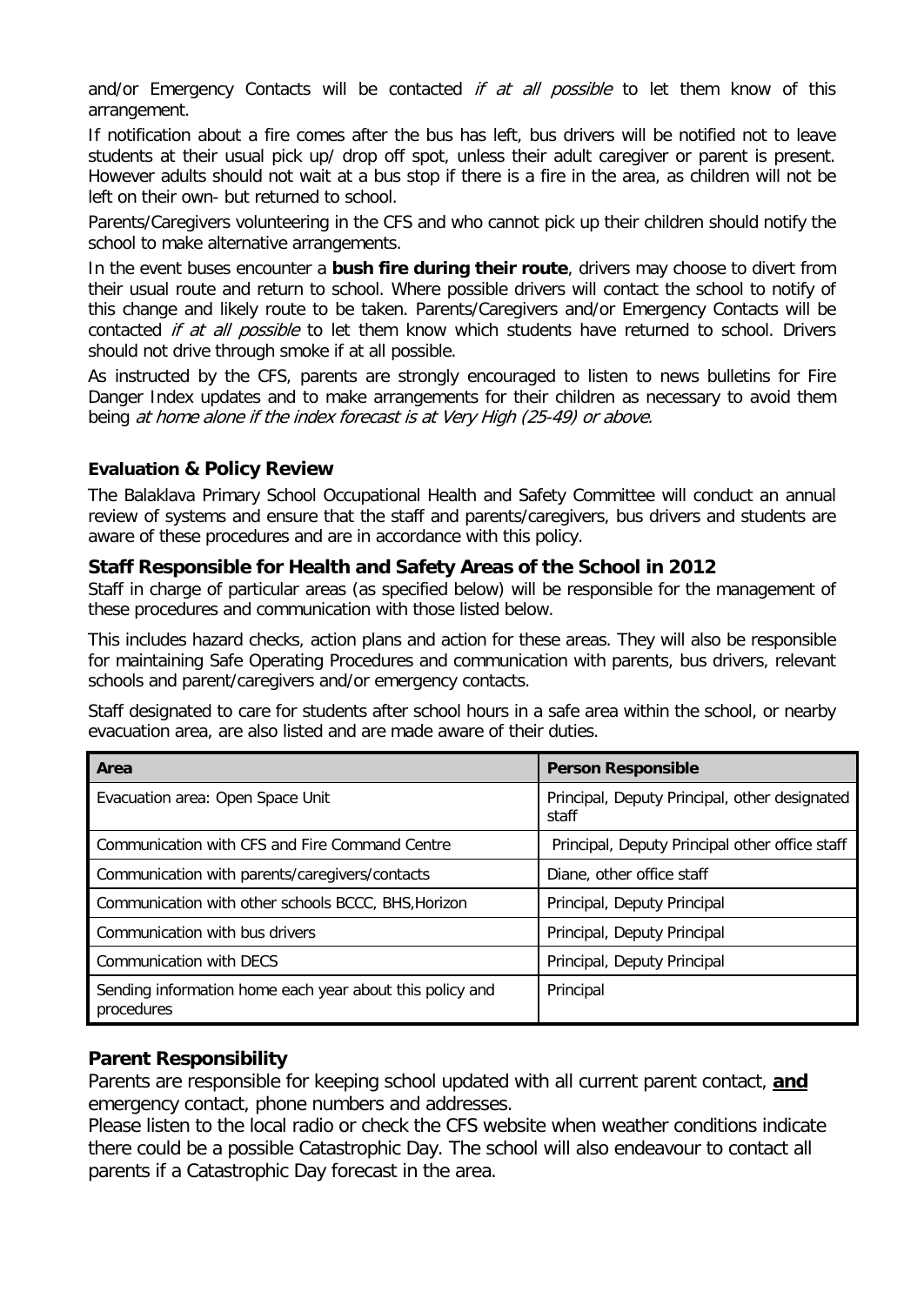and/or Emergency Contacts will be contacted *if at all possible* to let them know of this arrangement.

If notification about a fire comes after the bus has left, bus drivers will be notified not to leave students at their usual pick up/ drop off spot, unless their adult caregiver or parent is present. However adults should not wait at a bus stop if there is a fire in the area, as children will not be left on their own- but returned to school.

Parents/Caregivers volunteering in the CFS and who cannot pick up their children should notify the school to make alternative arrangements.

In the event buses encounter a **bush fire during their route**, drivers may choose to divert from their usual route and return to school. Where possible drivers will contact the school to notify of this change and likely route to be taken. Parents/Caregivers and/or Emergency Contacts will be contacted *if at all possible* to let them know which students have returned to school. Drivers should not drive through smoke if at all possible.

As instructed by the CFS, parents are strongly encouraged to listen to news bulletins for Fire Danger Index updates and to make arrangements for their children as necessary to avoid them being *at home alone if the index forecast is at Very High (25-49) or above.*

### Evaluation & Policy Review

The Balaklava Primary School Occupational Health and Safety Committee will conduct an annual review of systems and ensure that the staff and parents/caregivers, bus drivers and students are aware of these procedures and are in accordance with this policy.

### Staff Responsible for Health and Safety Areas of the School in 2012

Staff in charge of particular areas (as specified below) will be responsible for the management of these procedures and communication with those listed below.

This includes hazard checks, action plans and action for these areas. They will also be responsible for maintaining Safe Operating Procedures and communication with parents, bus drivers, relevant schools and parent/caregivers and/or emergency contacts.

Staff designated to care for students after school hours in a safe area within the school, or nearby evacuation area, are also listed and are made aware of their duties.

| Area | Person Responsible |
|---|---|
| Evacuation area: Open Space Unit | Principal, Deputy Principal, other designated staff |
| Communication with CFS and Fire Command Centre | Principal, Deputy Principal other office staff |
| Communication with parents/caregivers/contacts | Diane, other office staff |
| Communication with other schools BCCC, BHS,Horizon | Principal, Deputy Principal |
| Communication with bus drivers | Principal, Deputy Principal |
| Communication with DECS | Principal, Deputy Principal |
| Sending information home each year about this policy and procedures | Principal |

### Parent Responsibility

Parents are responsible for keeping school updated with all current parent contact, **and** emergency contact, phone numbers and addresses.

Please listen to the local radio or check the CFS website when weather conditions indicate there could be a possible Catastrophic Day. The school will also endeavour to contact all parents if a Catastrophic Day forecast in the area.